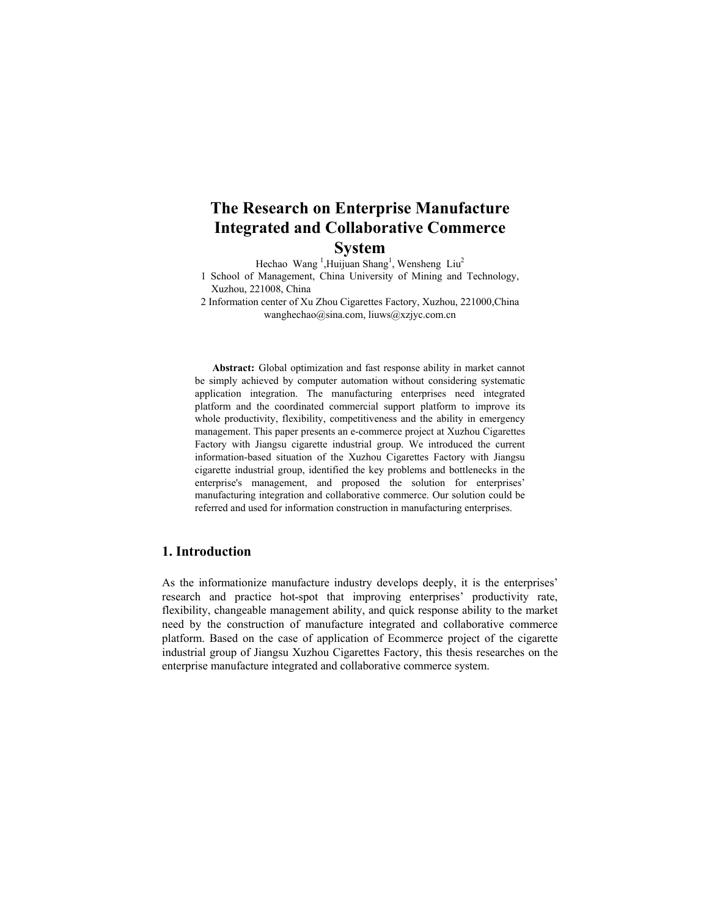# The Research on Enterprise Manufacture Integrated and Collaborative Commerce System

Hechao Wang [1], Huijuan Shang[1], Wensheng Liu[2]

1 School of Management, China University of Mining and Technology, Xuzhou, 221008, China

2 Information center of Xu Zhou Cigarettes Factory, Xuzhou, 221000, China

wanghechao@sina.com, liuws@xzjyc.com.cn

**Abstract:** Global optimization and fast response ability in market cannot be simply achieved by computer automation without considering systematic application integration. The manufacturing enterprises need integrated platform and the coordinated commercial support platform to improve its whole productivity, flexibility, competitiveness and the ability in emergency management. This paper presents an e-commerce project at Xuzhou Cigarettes Factory with Jiangsu cigarette industrial group. We introduced the current information-based situation of the Xuzhou Cigarettes Factory with Jiangsu cigarette industrial group, identified the key problems and bottlenecks in the enterprise's management, and proposed the solution for enterprises' manufacturing integration and collaborative commerce. Our solution could be referred and used for information construction in manufacturing enterprises.

## 1. Introduction

As the informationize manufacture industry develops deeply, it is the enterprises' research and practice hot-spot that improving enterprises' productivity rate, flexibility, changeable management ability, and quick response ability to the market need by the construction of manufacture integrated and collaborative commerce platform. Based on the case of application of Ecommerce project of the cigarette industrial group of Jiangsu Xuzhou Cigarettes Factory, this thesis researches on the enterprise manufacture integrated and collaborative commerce system.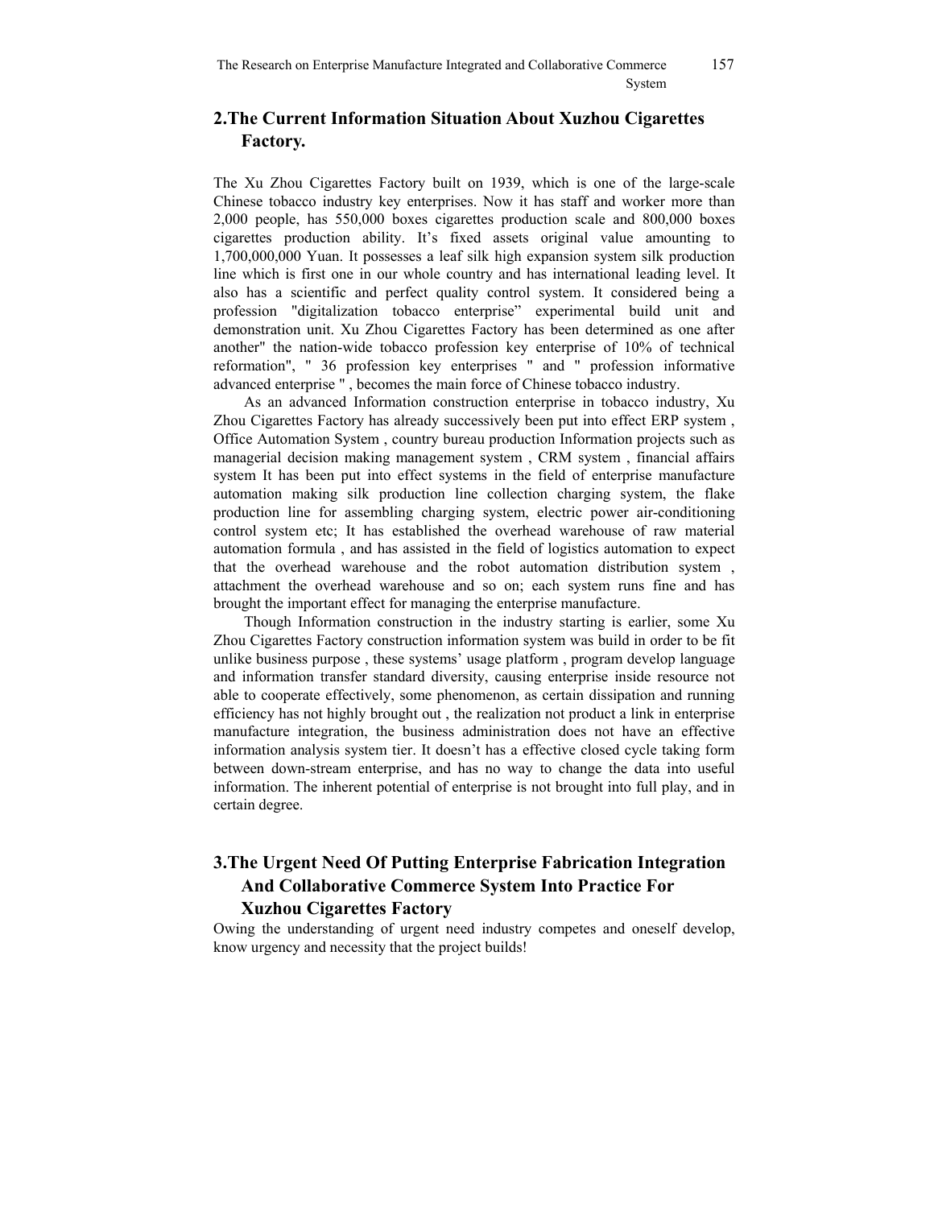## 2.The Current Information Situation About Xuzhou Cigarettes Factory.

The Xu Zhou Cigarettes Factory built on 1939, which is one of the large-scale Chinese tobacco industry key enterprises. Now it has staff and worker more than 2,000 people, has 550,000 boxes cigarettes production scale and 800,000 boxes cigarettes production ability. It's fixed assets original value amounting to 1,700,000,000 Yuan. It possesses a leaf silk high expansion system silk production line which is first one in our whole country and has international leading level. It also has a scientific and perfect quality control system. It considered being a profession "digitalization tobacco enterprise" experimental build unit and demonstration unit. Xu Zhou Cigarettes Factory has been determined as one after another" the nation-wide tobacco profession key enterprise of 10% of technical reformation", " 36 profession key enterprises " and " profession informative advanced enterprise " , becomes the main force of Chinese tobacco industry.

As an advanced Information construction enterprise in tobacco industry, Xu Zhou Cigarettes Factory has already successively been put into effect ERP system , Office Automation System , country bureau production Information projects such as managerial decision making management system , CRM system , financial affairs system It has been put into effect systems in the field of enterprise manufacture automation making silk production line collection charging system, the flake production line for assembling charging system, electric power air-conditioning control system etc; It has established the overhead warehouse of raw material automation formula , and has assisted in the field of logistics automation to expect that the overhead warehouse and the robot automation distribution system , attachment the overhead warehouse and so on; each system runs fine and has brought the important effect for managing the enterprise manufacture.

Though Information construction in the industry starting is earlier, some Xu Zhou Cigarettes Factory construction information system was build in order to be fit unlike business purpose , these systems' usage platform , program develop language and information transfer standard diversity, causing enterprise inside resource not able to cooperate effectively, some phenomenon, as certain dissipation and running efficiency has not highly brought out , the realization not product a link in enterprise manufacture integration, the business administration does not have an effective information analysis system tier. It doesn't has a effective closed cycle taking form between down-stream enterprise, and has no way to change the data into useful information. The inherent potential of enterprise is not brought into full play, and in certain degree.

## 3.The Urgent Need Of Putting Enterprise Fabrication Integration And Collaborative Commerce System Into Practice For Xuzhou Cigarettes Factory

Owing the understanding of urgent need industry competes and oneself develop, know urgency and necessity that the project builds!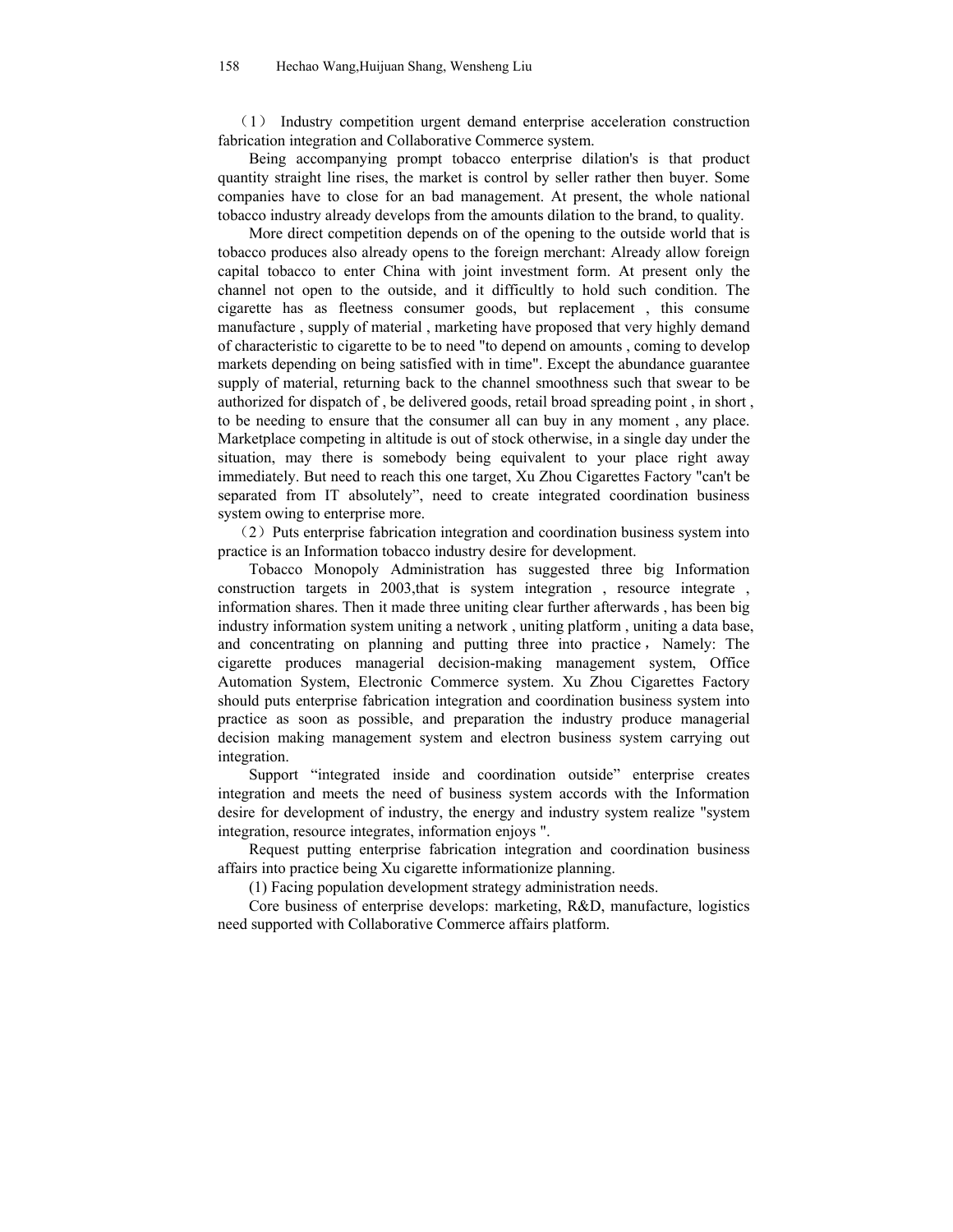（1） Industry competition urgent demand enterprise acceleration construction fabrication integration and Collaborative Commerce system.

Being accompanying prompt tobacco enterprise dilation's is that product quantity straight line rises, the market is control by seller rather then buyer. Some companies have to close for an bad management. At present, the whole national tobacco industry already develops from the amounts dilation to the brand, to quality.

More direct competition depends on of the opening to the outside world that is tobacco produces also already opens to the foreign merchant: Already allow foreign capital tobacco to enter China with joint investment form. At present only the channel not open to the outside, and it difficultly to hold such condition. The cigarette has as fleetness consumer goods, but replacement , this consume manufacture , supply of material , marketing have proposed that very highly demand of characteristic to cigarette to be to need "to depend on amounts , coming to develop markets depending on being satisfied with in time". Except the abundance guarantee supply of material, returning back to the channel smoothness such that swear to be authorized for dispatch of , be delivered goods, retail broad spreading point , in short , to be needing to ensure that the consumer all can buy in any moment , any place. Marketplace competing in altitude is out of stock otherwise, in a single day under the situation, may there is somebody being equivalent to your place right away immediately. But need to reach this one target, Xu Zhou Cigarettes Factory "can't be separated from IT absolutely", need to create integrated coordination business system owing to enterprise more.

（2）Puts enterprise fabrication integration and coordination business system into practice is an Information tobacco industry desire for development.

Tobacco Monopoly Administration has suggested three big Information construction targets in 2003,that is system integration , resource integrate , information shares. Then it made three uniting clear further afterwards , has been big industry information system uniting a network , uniting platform , uniting a data base, and concentrating on planning and putting three into practice，Namely: The cigarette produces managerial decision-making management system, Office Automation System, Electronic Commerce system. Xu Zhou Cigarettes Factory should puts enterprise fabrication integration and coordination business system into practice as soon as possible, and preparation the industry produce managerial decision making management system and electron business system carrying out integration.

Support "integrated inside and coordination outside" enterprise creates integration and meets the need of business system accords with the Information desire for development of industry, the energy and industry system realize "system integration, resource integrates, information enjoys ".

Request putting enterprise fabrication integration and coordination business affairs into practice being Xu cigarette informationize planning.

(1) Facing population development strategy administration needs.

Core business of enterprise develops: marketing, R&D, manufacture, logistics need supported with Collaborative Commerce affairs platform.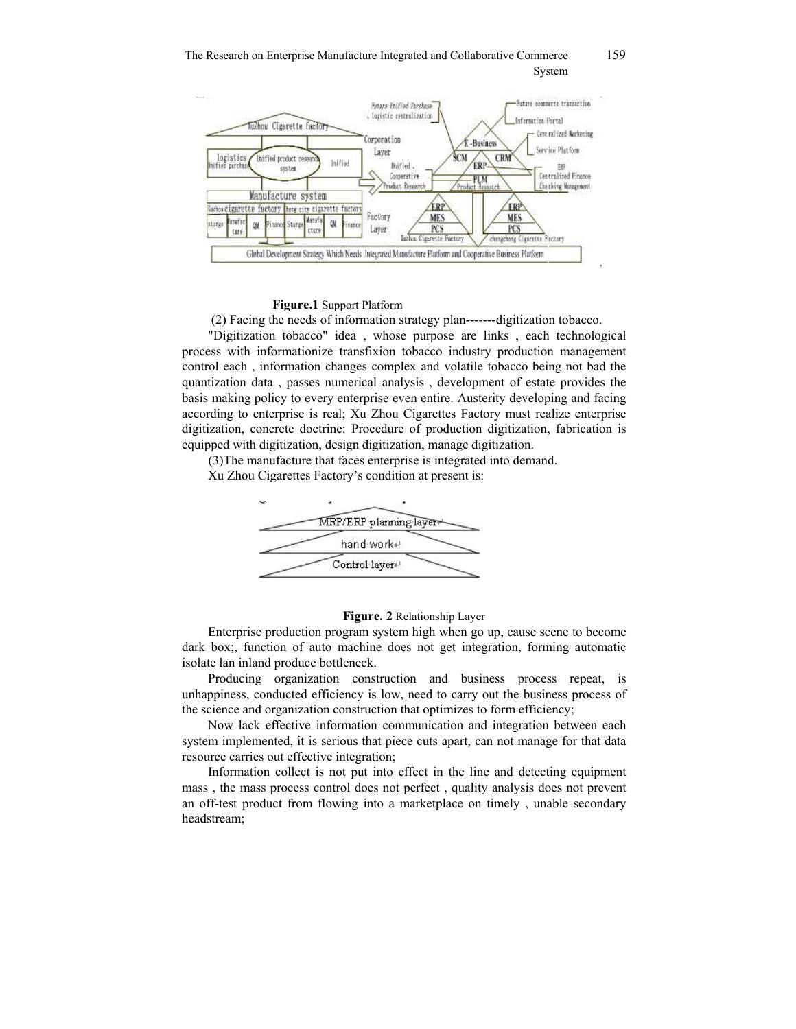**Figure.1** Support Platform

(2) Facing the needs of information strategy plan-------digitization tobacco.

"Digitization tobacco" idea , whose purpose are links , each technological process with informationize transfixion tobacco industry production management control each , information changes complex and volatile tobacco being not bad the quantization data , passes numerical analysis , development of estate provides the basis making policy to every enterprise even entire. Austerity developing and facing according to enterprise is real; Xu Zhou Cigarettes Factory must realize enterprise digitization, concrete doctrine: Procedure of production digitization, fabrication is equipped with digitization, design digitization, manage digitization.

(3)The manufacture that faces enterprise is integrated into demand.

Xu Zhou Cigarettes Factory's condition at present is:

**Figure. 2** Relationship Layer

Enterprise production program system high when go up, cause scene to become dark box;, function of auto machine does not get integration, forming automatic isolate lan inland produce bottleneck.

Producing organization construction and business process repeat, is unhappiness, conducted efficiency is low, need to carry out the business process of the science and organization construction that optimizes to form efficiency;

Now lack effective information communication and integration between each system implemented, it is serious that piece cuts apart, can not manage for that data resource carries out effective integration;

Information collect is not put into effect in the line and detecting equipment mass , the mass process control does not perfect , quality analysis does not prevent an off-test product from flowing into a marketplace on timely , unable secondary headstream;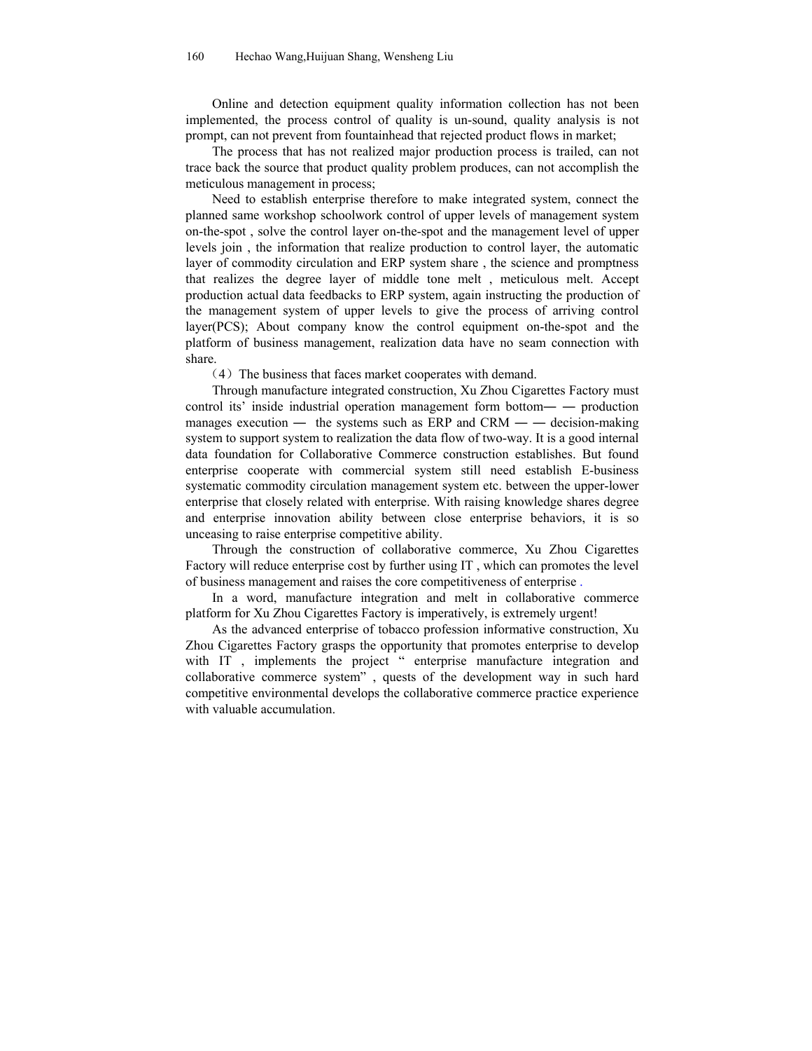Online and detection equipment quality information collection has not been implemented, the process control of quality is un-sound, quality analysis is not prompt, can not prevent from fountainhead that rejected product flows in market;

The process that has not realized major production process is trailed, can not trace back the source that product quality problem produces, can not accomplish the meticulous management in process;

Need to establish enterprise therefore to make integrated system, connect the planned same workshop schoolwork control of upper levels of management system on-the-spot , solve the control layer on-the-spot and the management level of upper levels join , the information that realize production to control layer, the automatic layer of commodity circulation and ERP system share , the science and promptness that realizes the degree layer of middle tone melt , meticulous melt. Accept production actual data feedbacks to ERP system, again instructing the production of the management system of upper levels to give the process of arriving control layer(PCS); About company know the control equipment on-the-spot and the platform of business management, realization data have no seam connection with share.

（4）The business that faces market cooperates with demand.

Through manufacture integrated construction, Xu Zhou Cigarettes Factory must control its' inside industrial operation management form bottom— — production manages execution — the systems such as ERP and CRM — — decision-making system to support system to realization the data flow of two-way. It is a good internal data foundation for Collaborative Commerce construction establishes. But found enterprise cooperate with commercial system still need establish E-business systematic commodity circulation management system etc. between the upper-lower enterprise that closely related with enterprise. With raising knowledge shares degree and enterprise innovation ability between close enterprise behaviors, it is so unceasing to raise enterprise competitive ability.

Through the construction of collaborative commerce, Xu Zhou Cigarettes Factory will reduce enterprise cost by further using IT , which can promotes the level of business management and raises the core competitiveness of enterprise .

In a word, manufacture integration and melt in collaborative commerce platform for Xu Zhou Cigarettes Factory is imperatively, is extremely urgent!

As the advanced enterprise of tobacco profession informative construction, Xu Zhou Cigarettes Factory grasps the opportunity that promotes enterprise to develop with IT , implements the project " enterprise manufacture integration and collaborative commerce system" , quests of the development way in such hard competitive environmental develops the collaborative commerce practice experience with valuable accumulation.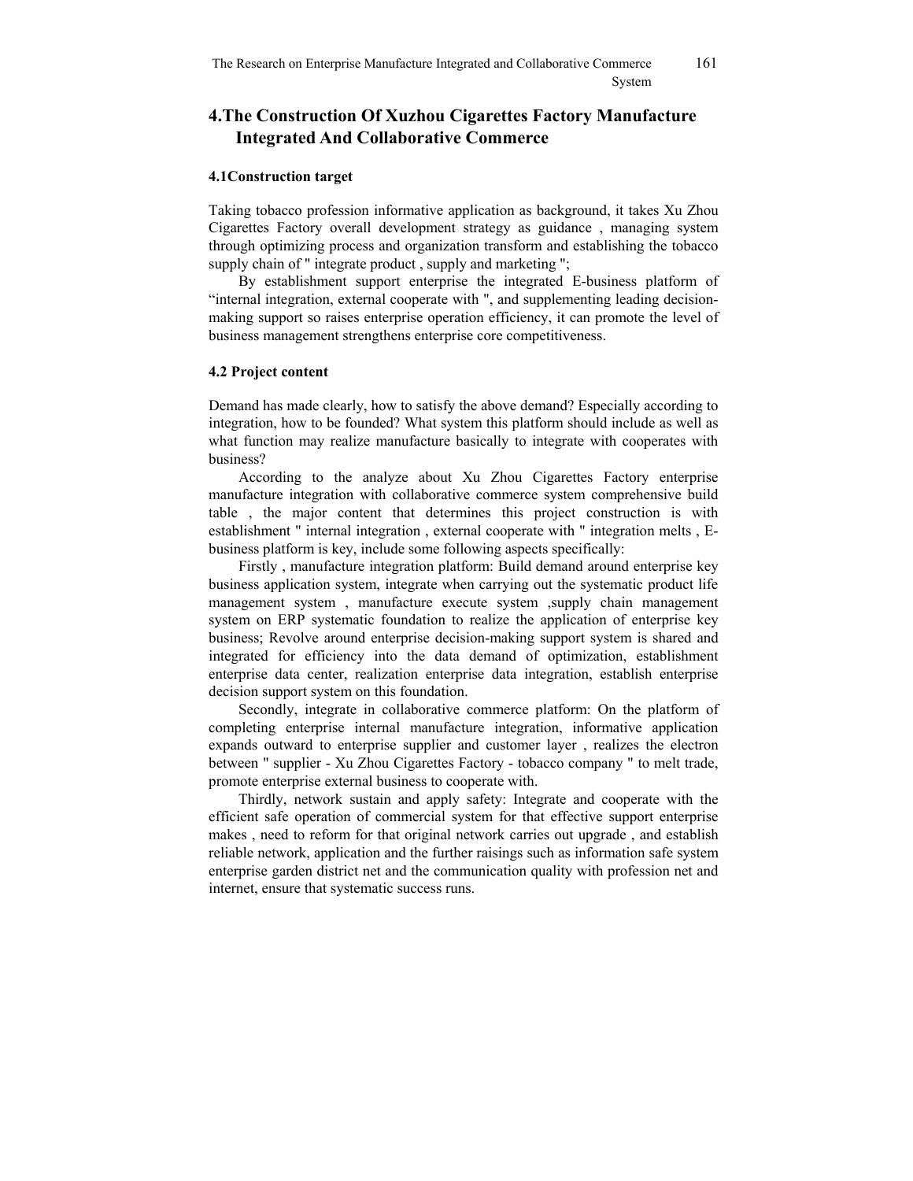# 4.The Construction Of Xuzhou Cigarettes Factory Manufacture Integrated And Collaborative Commerce

### 4.1Construction target

Taking tobacco profession informative application as background, it takes Xu Zhou Cigarettes Factory overall development strategy as guidance , managing system through optimizing process and organization transform and establishing the tobacco supply chain of " integrate product , supply and marketing ";

By establishment support enterprise the integrated E-business platform of "internal integration, external cooperate with ", and supplementing leading decision-making support so raises enterprise operation efficiency, it can promote the level of business management strengthens enterprise core competitiveness.

### 4.2 Project content

Demand has made clearly, how to satisfy the above demand? Especially according to integration, how to be founded? What system this platform should include as well as what function may realize manufacture basically to integrate with cooperates with business?

According to the analyze about Xu Zhou Cigarettes Factory enterprise manufacture integration with collaborative commerce system comprehensive build table , the major content that determines this project construction is with establishment " internal integration , external cooperate with " integration melts , E-business platform is key, include some following aspects specifically:

Firstly , manufacture integration platform: Build demand around enterprise key business application system, integrate when carrying out the systematic product life management system , manufacture execute system ,supply chain management system on ERP systematic foundation to realize the application of enterprise key business; Revolve around enterprise decision-making support system is shared and integrated for efficiency into the data demand of optimization, establishment enterprise data center, realization enterprise data integration, establish enterprise decision support system on this foundation.

Secondly, integrate in collaborative commerce platform: On the platform of completing enterprise internal manufacture integration, informative application expands outward to enterprise supplier and customer layer , realizes the electron between " supplier - Xu Zhou Cigarettes Factory - tobacco company " to melt trade, promote enterprise external business to cooperate with.

Thirdly, network sustain and apply safety: Integrate and cooperate with the efficient safe operation of commercial system for that effective support enterprise makes , need to reform for that original network carries out upgrade , and establish reliable network, application and the further raisings such as information safe system enterprise garden district net and the communication quality with profession net and internet, ensure that systematic success runs.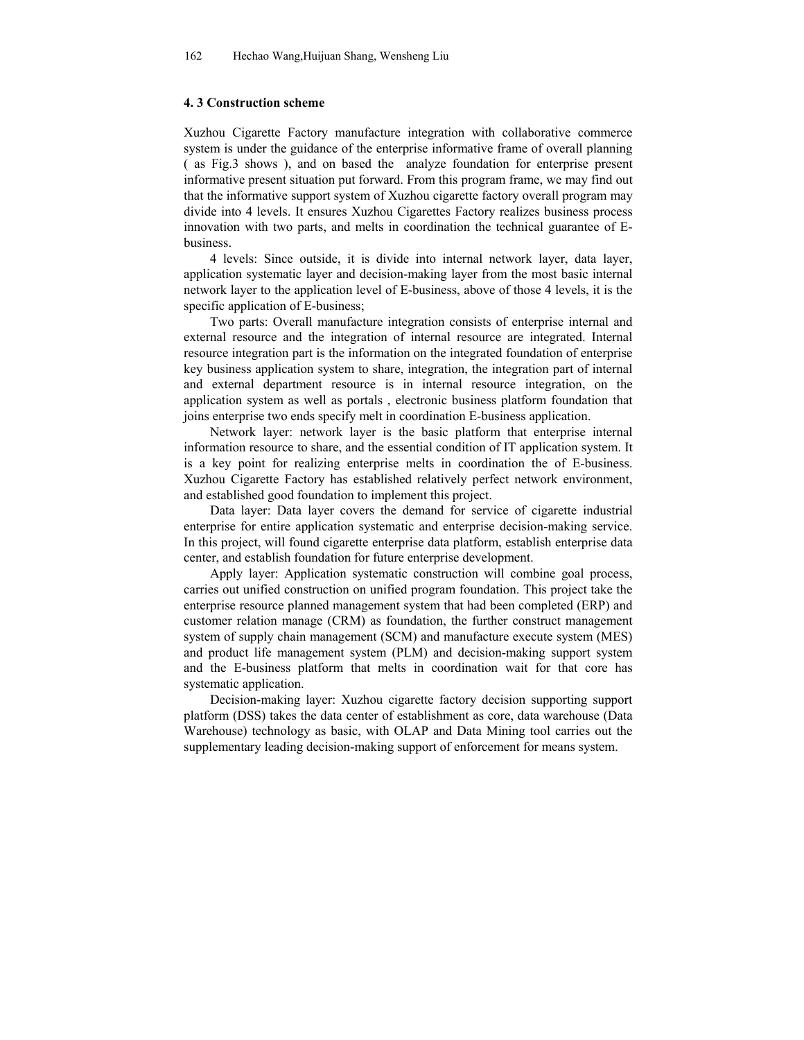### 4. 3 Construction scheme

Xuzhou Cigarette Factory manufacture integration with collaborative commerce system is under the guidance of the enterprise informative frame of overall planning ( as Fig.3 shows ), and on based the analyze foundation for enterprise present informative present situation put forward. From this program frame, we may find out that the informative support system of Xuzhou cigarette factory overall program may divide into 4 levels. It ensures Xuzhou Cigarettes Factory realizes business process innovation with two parts, and melts in coordination the technical guarantee of E-business.

4 levels: Since outside, it is divide into internal network layer, data layer, application systematic layer and decision-making layer from the most basic internal network layer to the application level of E-business, above of those 4 levels, it is the specific application of E-business;

Two parts: Overall manufacture integration consists of enterprise internal and external resource and the integration of internal resource are integrated. Internal resource integration part is the information on the integrated foundation of enterprise key business application system to share, integration, the integration part of internal and external department resource is in internal resource integration, on the application system as well as portals , electronic business platform foundation that joins enterprise two ends specify melt in coordination E-business application.

Network layer: network layer is the basic platform that enterprise internal information resource to share, and the essential condition of IT application system. It is a key point for realizing enterprise melts in coordination the of E-business. Xuzhou Cigarette Factory has established relatively perfect network environment, and established good foundation to implement this project.

Data layer: Data layer covers the demand for service of cigarette industrial enterprise for entire application systematic and enterprise decision-making service. In this project, will found cigarette enterprise data platform, establish enterprise data center, and establish foundation for future enterprise development.

Apply layer: Application systematic construction will combine goal process, carries out unified construction on unified program foundation. This project take the enterprise resource planned management system that had been completed (ERP) and customer relation manage (CRM) as foundation, the further construct management system of supply chain management (SCM) and manufacture execute system (MES) and product life management system (PLM) and decision-making support system and the E-business platform that melts in coordination wait for that core has systematic application.

Decision-making layer: Xuzhou cigarette factory decision supporting support platform (DSS) takes the data center of establishment as core, data warehouse (Data Warehouse) technology as basic, with OLAP and Data Mining tool carries out the supplementary leading decision-making support of enforcement for means system.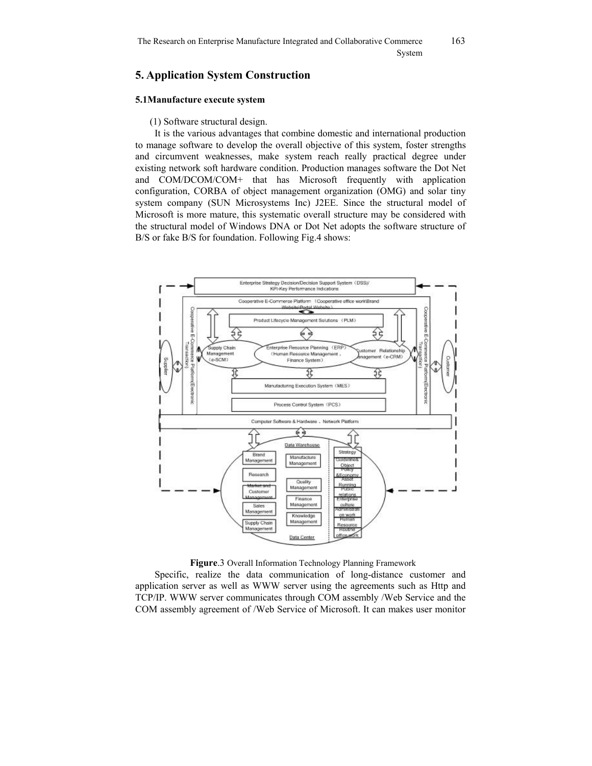## 5. Application System Construction

### 5.1Manufacture execute system

(1) Software structural design.

It is the various advantages that combine domestic and international production to manage software to develop the overall objective of this system, foster strengths and circumvent weaknesses, make system reach really practical degree under existing network soft hardware condition. Production manages software the Dot Net and COM/DCOM/COM+ that has Microsoft frequently with application configuration, CORBA of object management organization (OMG) and solar tiny system company (SUN Microsystems Inc) J2EE. Since the structural model of Microsoft is more mature, this systematic overall structure may be considered with the structural model of Windows DNA or Dot Net adopts the software structure of B/S or fake B/S for foundation. Following Fig.4 shows:

**Figure**.3 Overall Information Technology Planning Framework

Specific, realize the data communication of long-distance customer and application server as well as WWW server using the agreements such as Http and TCP/IP. WWW server communicates through COM assembly /Web Service and the COM assembly agreement of /Web Service of Microsoft. It can makes user monitor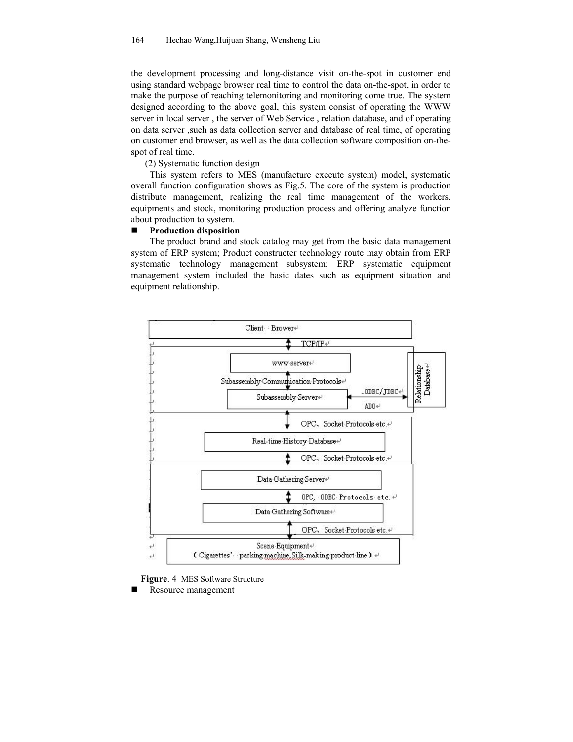the development processing and long-distance visit on-the-spot in customer end using standard webpage browser real time to control the data on-the-spot, in order to make the purpose of reaching telemonitoring and monitoring come true. The system designed according to the above goal, this system consist of operating the WWW server in local server , the server of Web Service , relation database, and of operating on data server ,such as data collection server and database of real time, of operating on customer end browser, as well as the data collection software composition on-the-spot of real time.

(2) Systematic function design

This system refers to MES (manufacture execute system) model, systematic overall function configuration shows as Fig.5. The core of the system is production distribute management, realizing the real time management of the workers, equipments and stock, monitoring production process and offering analyze function about production to system.

- **Production disposition**

The product brand and stock catalog may get from the basic data management system of ERP system; Product constructer technology route may obtain from ERP systematic technology management subsystem; ERP systematic equipment management system included the basic dates such as equipment situation and equipment relationship.

Client Brower

TCP/IP

www server

Subassembly Communication Protocols

Subassembly Server

ODBC/JDBC

ADO

Relationship Database

OPC、Socket Protocols etc.

Real-time History Database

OPC、Socket Protocols etc.

Data Gathering Server

OPC, ODBC Protocols etc.

Data Gathering Software

OPC、Socket Protocols etc.

Scene Equipment
(Cigarettes' packing machine,Silk-making product line)

**Figure**. 4 MES Software Structure

- Resource management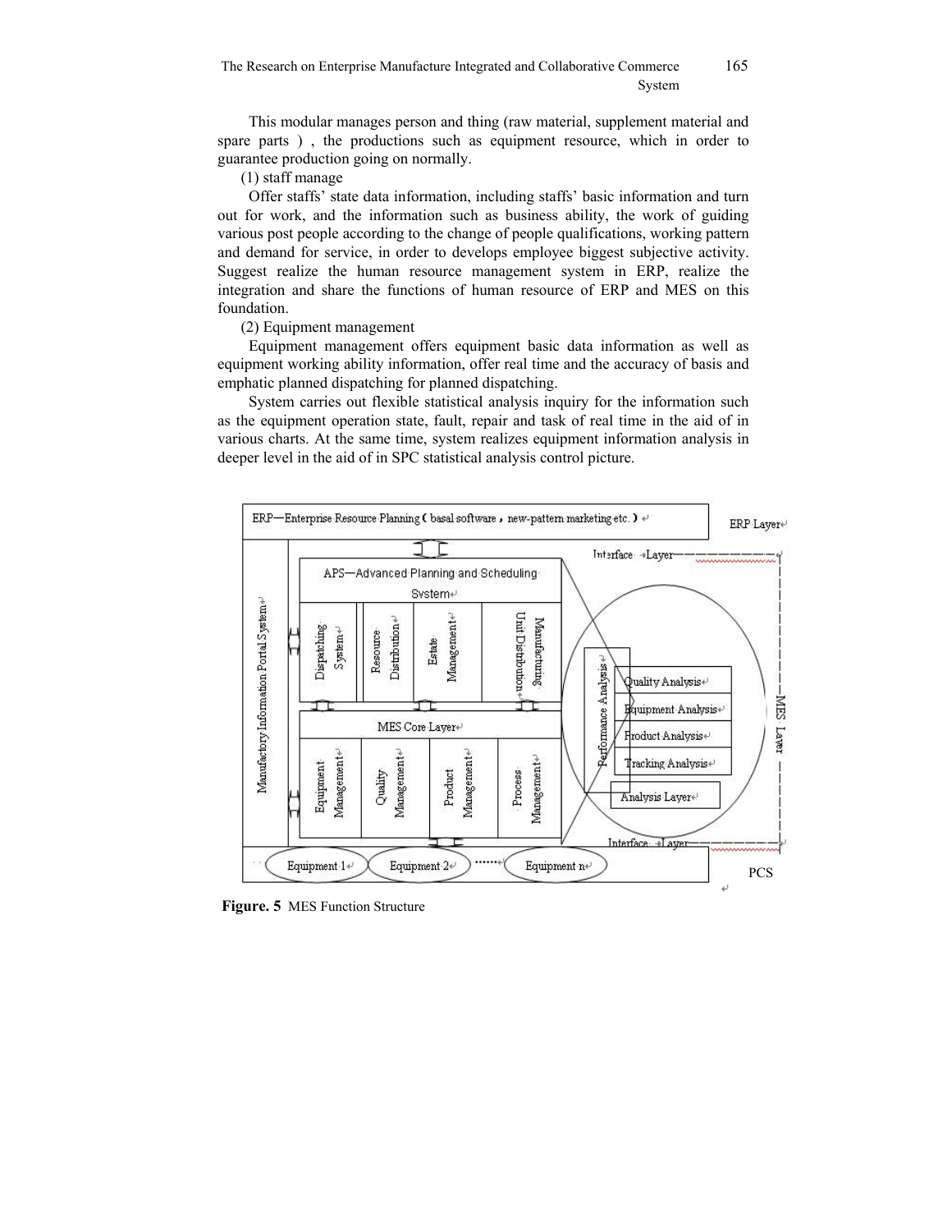This modular manages person and thing (raw material, supplement material and spare parts ) , the productions such as equipment resource, which in order to guarantee production going on normally.

(1) staff manage

Offer staffs' state data information, including staffs' basic information and turn out for work, and the information such as business ability, the work of guiding various post people according to the change of people qualifications, working pattern and demand for service, in order to develops employee biggest subjective activity. Suggest realize the human resource management system in ERP, realize the integration and share the functions of human resource of ERP and MES on this foundation.

(2) Equipment management

Equipment management offers equipment basic data information as well as equipment working ability information, offer real time and the accuracy of basis and emphatic planned dispatching for planned dispatching.

System carries out flexible statistical analysis inquiry for the information such as the equipment operation state, fault, repair and task of real time in the aid of in various charts. At the same time, system realizes equipment information analysis in deeper level in the aid of in SPC statistical analysis control picture.

**Figure. 5** MES Function Structure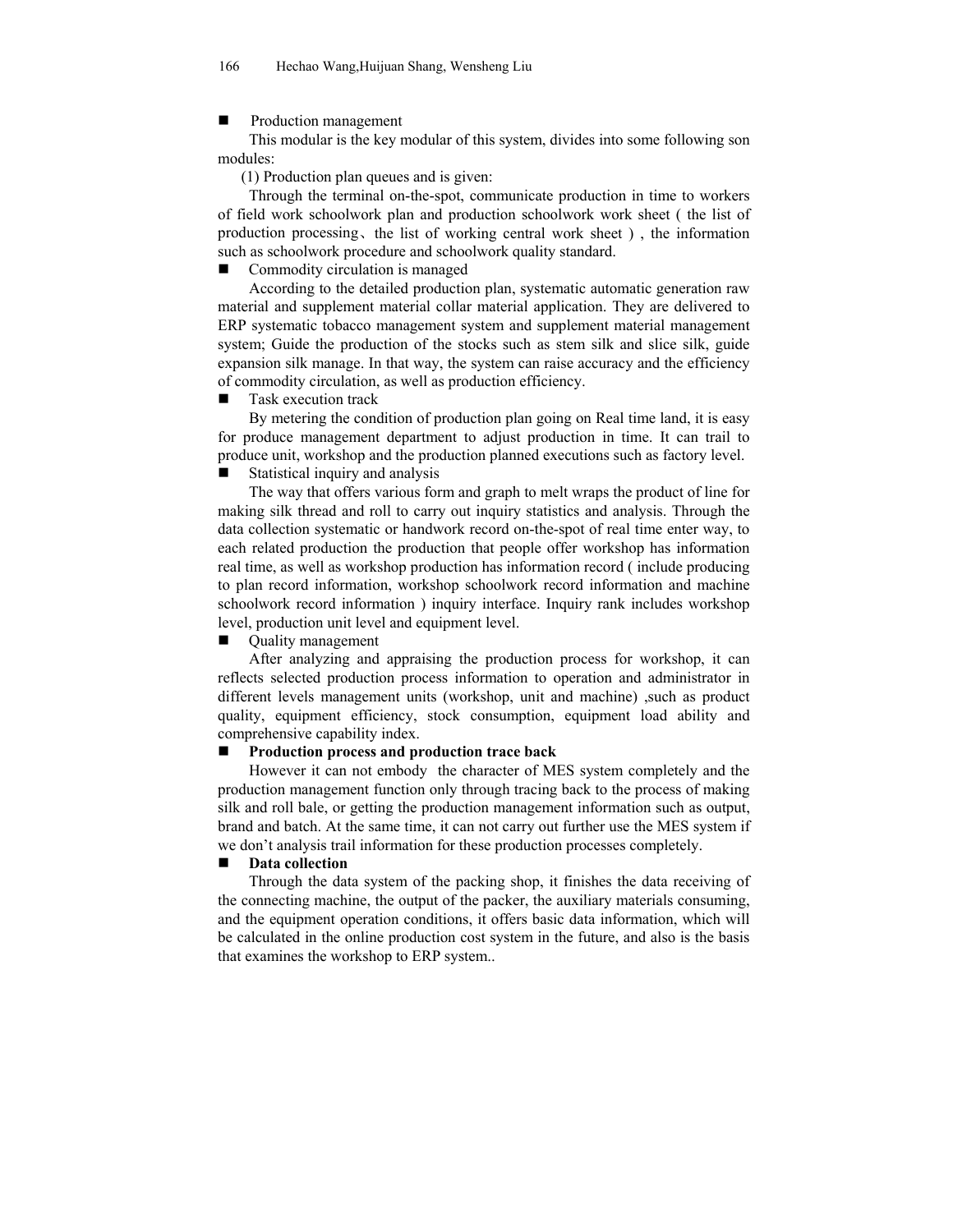- Production management

This modular is the key modular of this system, divides into some following son modules:

(1) Production plan queues and is given:

Through the terminal on-the-spot, communicate production in time to workers of field work schoolwork plan and production schoolwork work sheet ( the list of production processing、the list of working central work sheet ) , the information such as schoolwork procedure and schoolwork quality standard.

- Commodity circulation is managed

According to the detailed production plan, systematic automatic generation raw material and supplement material collar material application. They are delivered to ERP systematic tobacco management system and supplement material management system; Guide the production of the stocks such as stem silk and slice silk, guide expansion silk manage. In that way, the system can raise accuracy and the efficiency of commodity circulation, as well as production efficiency.

- Task execution track

By metering the condition of production plan going on Real time land, it is easy for produce management department to adjust production in time. It can trail to produce unit, workshop and the production planned executions such as factory level.

- Statistical inquiry and analysis

The way that offers various form and graph to melt wraps the product of line for making silk thread and roll to carry out inquiry statistics and analysis. Through the data collection systematic or handwork record on-the-spot of real time enter way, to each related production the production that people offer workshop has information real time, as well as workshop production has information record ( include producing to plan record information, workshop schoolwork record information and machine schoolwork record information ) inquiry interface. Inquiry rank includes workshop level, production unit level and equipment level.

- Quality management

After analyzing and appraising the production process for workshop, it can reflects selected production process information to operation and administrator in different levels management units (workshop, unit and machine) ,such as product quality, equipment efficiency, stock consumption, equipment load ability and comprehensive capability index.

- **Production process and production trace back**

However it can not embody the character of MES system completely and the production management function only through tracing back to the process of making silk and roll bale, or getting the production management information such as output, brand and batch. At the same time, it can not carry out further use the MES system if we don't analysis trail information for these production processes completely.

- **Data collection**

Through the data system of the packing shop, it finishes the data receiving of the connecting machine, the output of the packer, the auxiliary materials consuming, and the equipment operation conditions, it offers basic data information, which will be calculated in the online production cost system in the future, and also is the basis that examines the workshop to ERP system..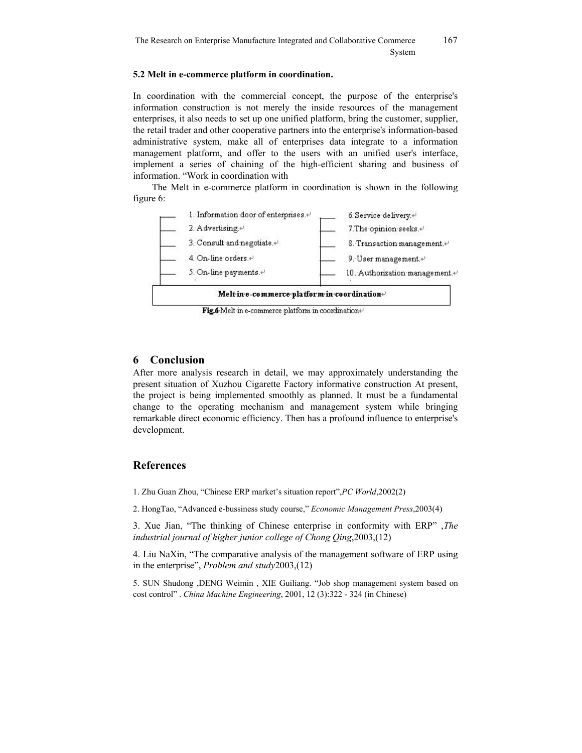### 5.2 Melt in e-commerce platform in coordination.

In coordination with the commercial concept, the purpose of the enterprise's information construction is not merely the inside resources of the management enterprises, it also needs to set up one unified platform, bring the customer, supplier, the retail trader and other cooperative partners into the enterprise's information-based administrative system, make all of enterprises data integrate to a information management platform, and offer to the users with an unified user's interface, implement a series of chaining of the high-efficient sharing and business of information. "Work in coordination with

The Melt in e-commerce platform in coordination is shown in the following figure 6:

1. Information door of enterprises.
2. Advertising.
3. Consult and negotiate.
4. On-line orders.
5. On-line payments.
6. Service delivery.
7. The opinion seeks.
8. Transaction management.
9. User management.
10. Authorization management.

Melt in e-commerce platform in coordination

**Fig.6** Melt in e-commerce platform in coordination

## 6 Conclusion

After more analysis research in detail, we may approximately understanding the present situation of Xuzhou Cigarette Factory informative construction At present, the project is being implemented smoothly as planned. It must be a fundamental change to the operating mechanism and management system while bringing remarkable direct economic efficiency. Then has a profound influence to enterprise's development.

## References

1. Zhu Guan Zhou, "Chinese ERP market's situation report",*PC World*,2002(2)
2. HongTao, "Advanced e-bussiness study course," *Economic Management Press*,2003(4)
3. Xue Jian, "The thinking of Chinese enterprise in conformity with ERP" ,*The industrial journal of higher junior college of Chong Qing*,2003,(12)
4. Liu NaXin, "The comparative analysis of the management software of ERP using in the enterprise", *Problem and study*2003,(12)
5. SUN Shudong ,DENG Weimin , XIE Guiliang. "Job shop management system based on cost control" . *China Machine Engineering*, 2001, 12 (3):322 - 324 (in Chinese)